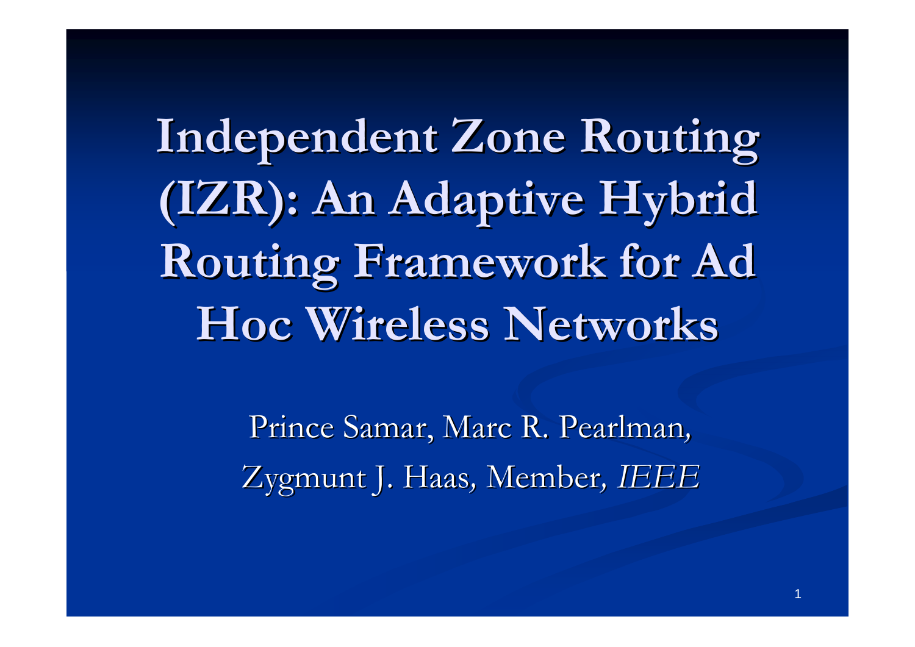# Independent Zone Routing (IZR): An Adaptive Hybrid Routing Framework for Ad Hoc Wireless Networks

Prince Samar, Marc R. Pearlman,

Zygmunt J. Haas, Member, *IEEE*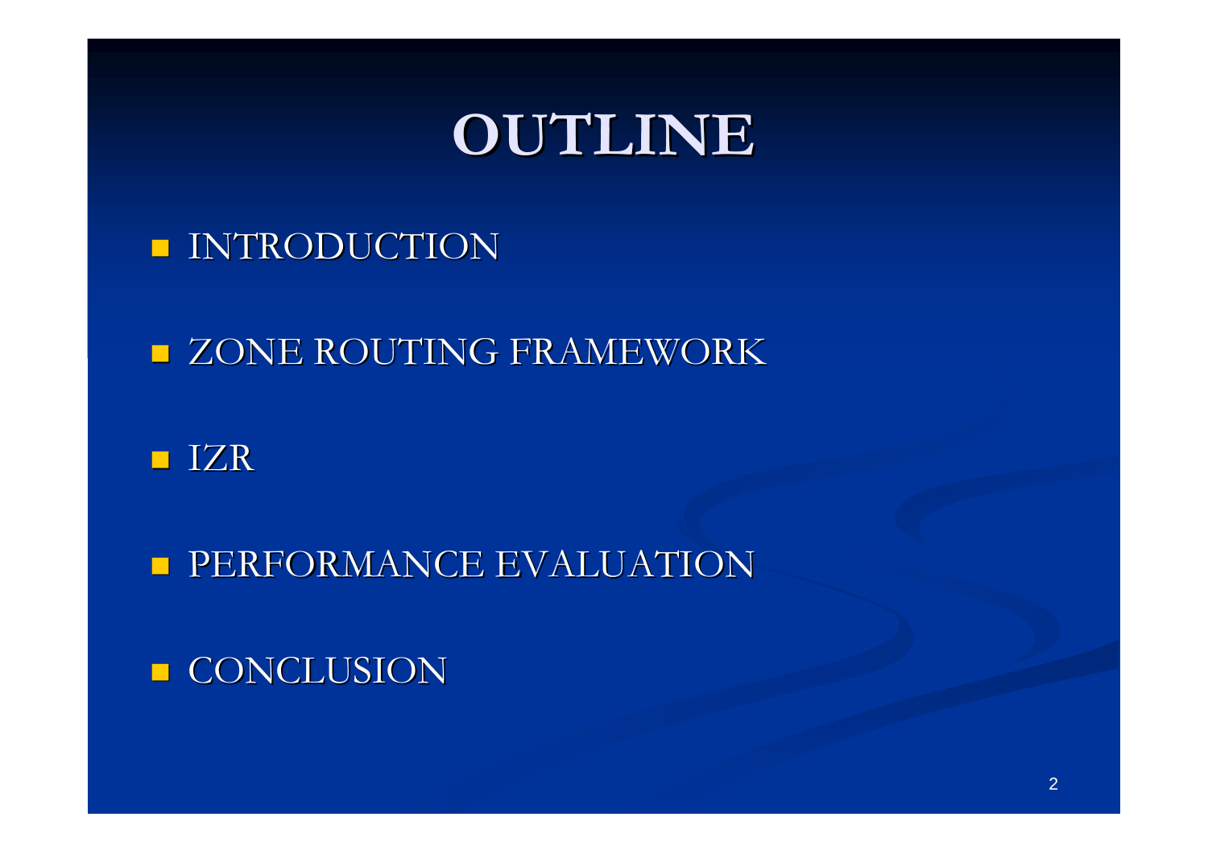# OUTLINE

- INTRODUCTION
- ZONE ROUTING FRAMEWORK
- IZR
- PERFORMANCE EVALUATION
- CONCLUSION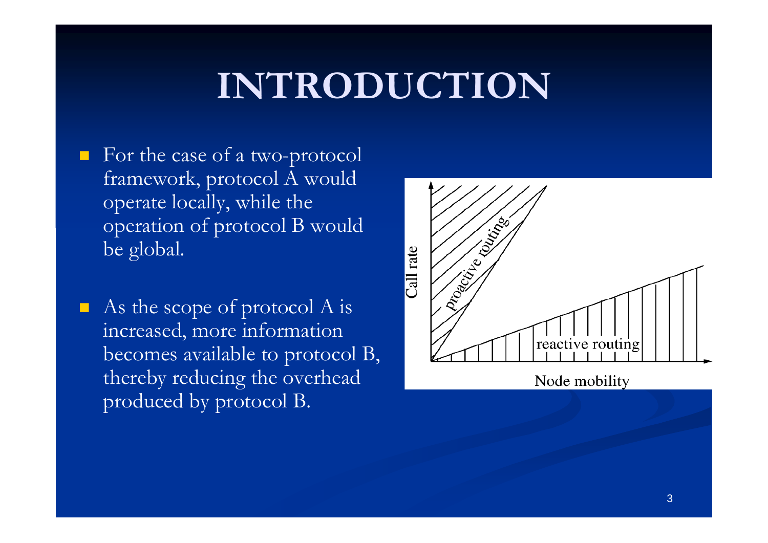# INTRODUCTION

- For the case of a two-protocol framework, protocol A would operate locally, while the operation of protocol B would be global.
- As the scope of protocol A is increased, more information becomes available to protocol B, thereby reducing the overhead produced by protocol B.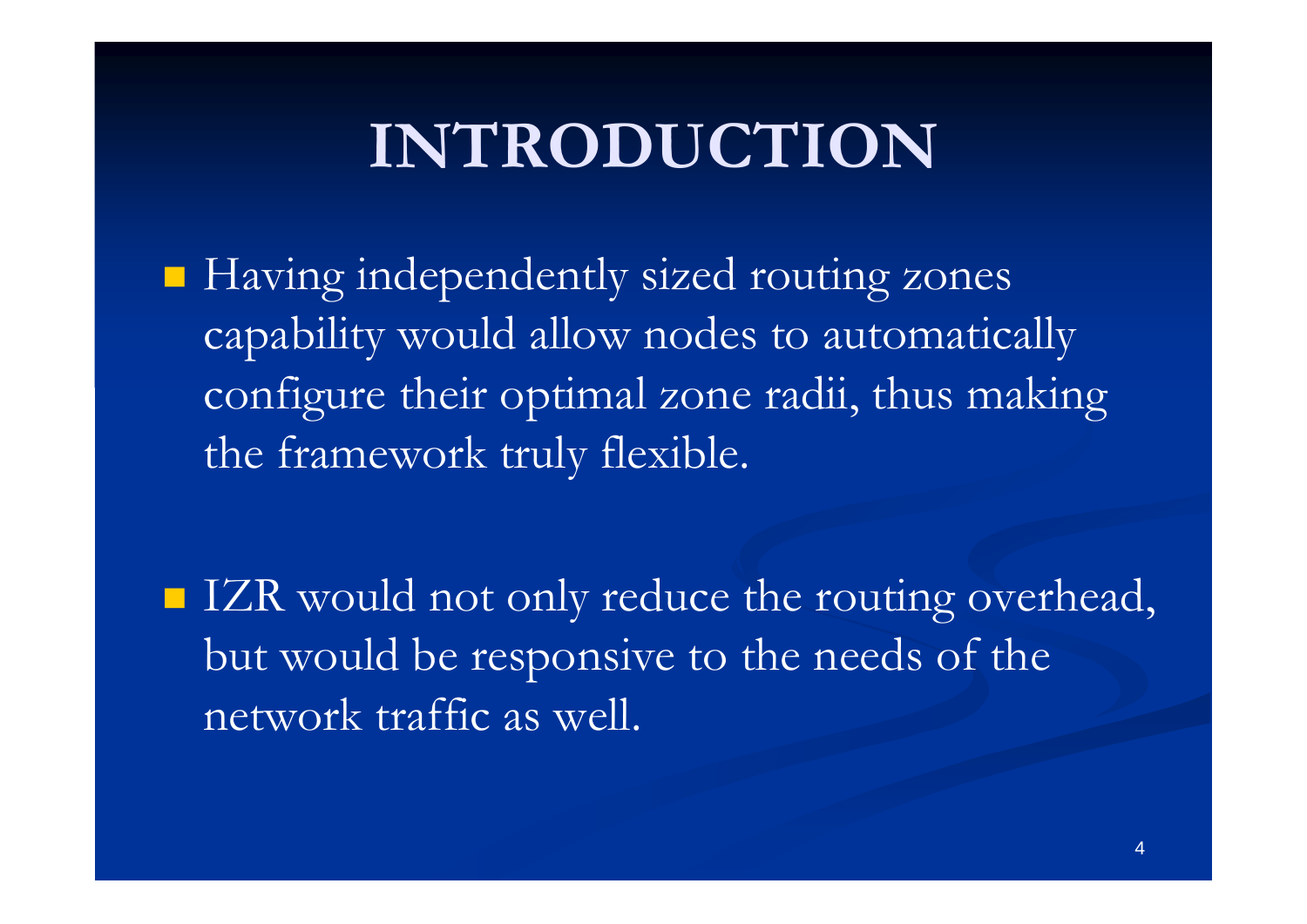# INTRODUCTION

- Having independently sized routing zones capability would allow nodes to automatically configure their optimal zone radii, thus making the framework truly flexible.

- IZR would not only reduce the routing overhead, but would be responsive to the needs of the network traffic as well.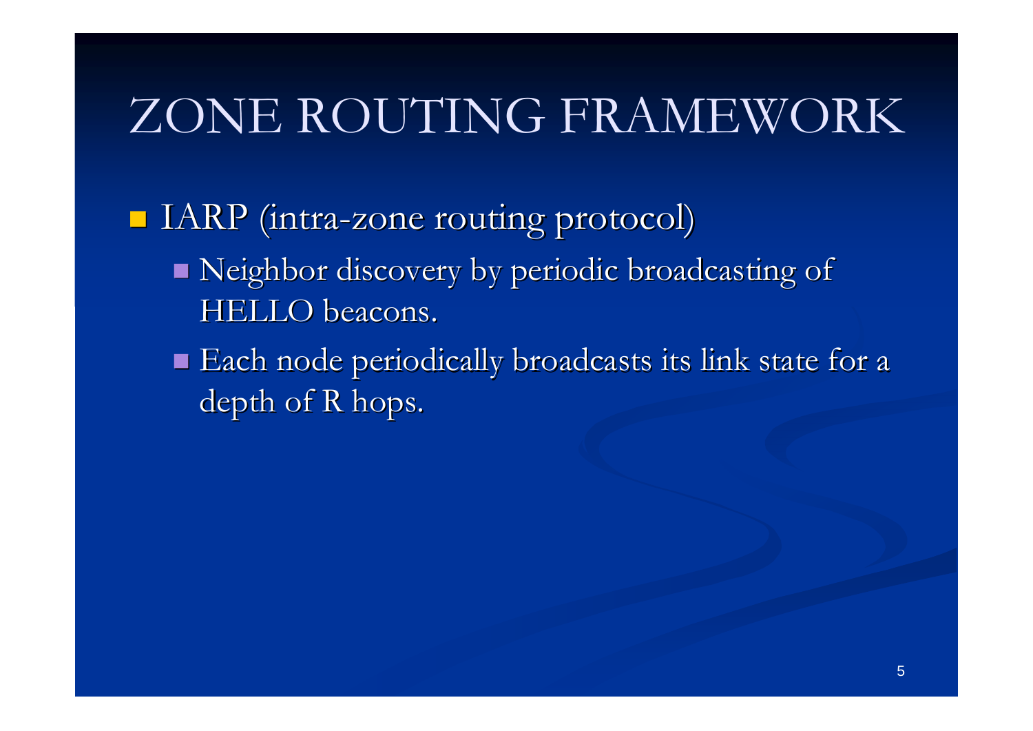# ZONE ROUTING FRAMEWORK

- IARP (intra-zone routing protocol)
  - Neighbor discovery by periodic broadcasting of HELLO beacons.
  - Each node periodically broadcasts its link state for a depth of R hops.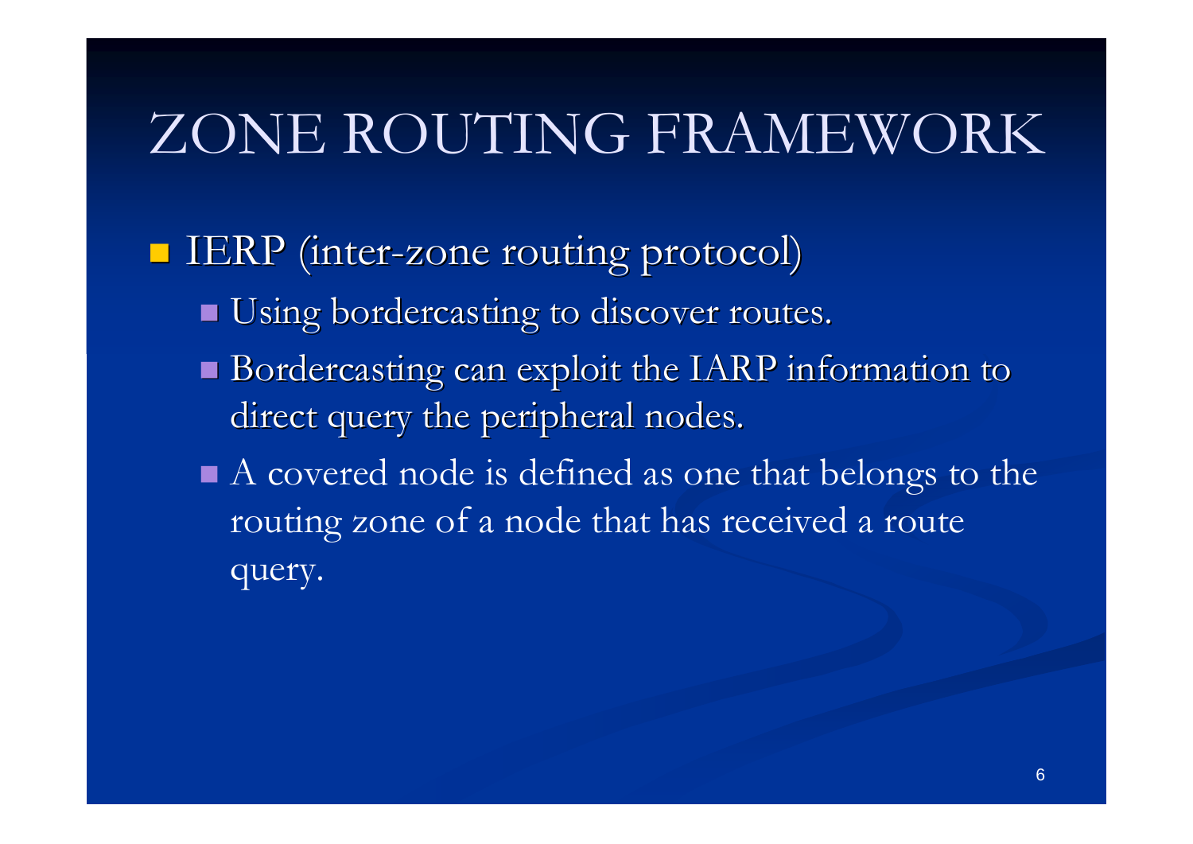# ZONE ROUTING FRAMEWORK

- IERP (inter-zone routing protocol)
  - Using bordercasting to discover routes.
  - Bordercasting can exploit the IARP information to direct query the peripheral nodes.
  - A covered node is defined as one that belongs to the routing zone of a node that has received a route query.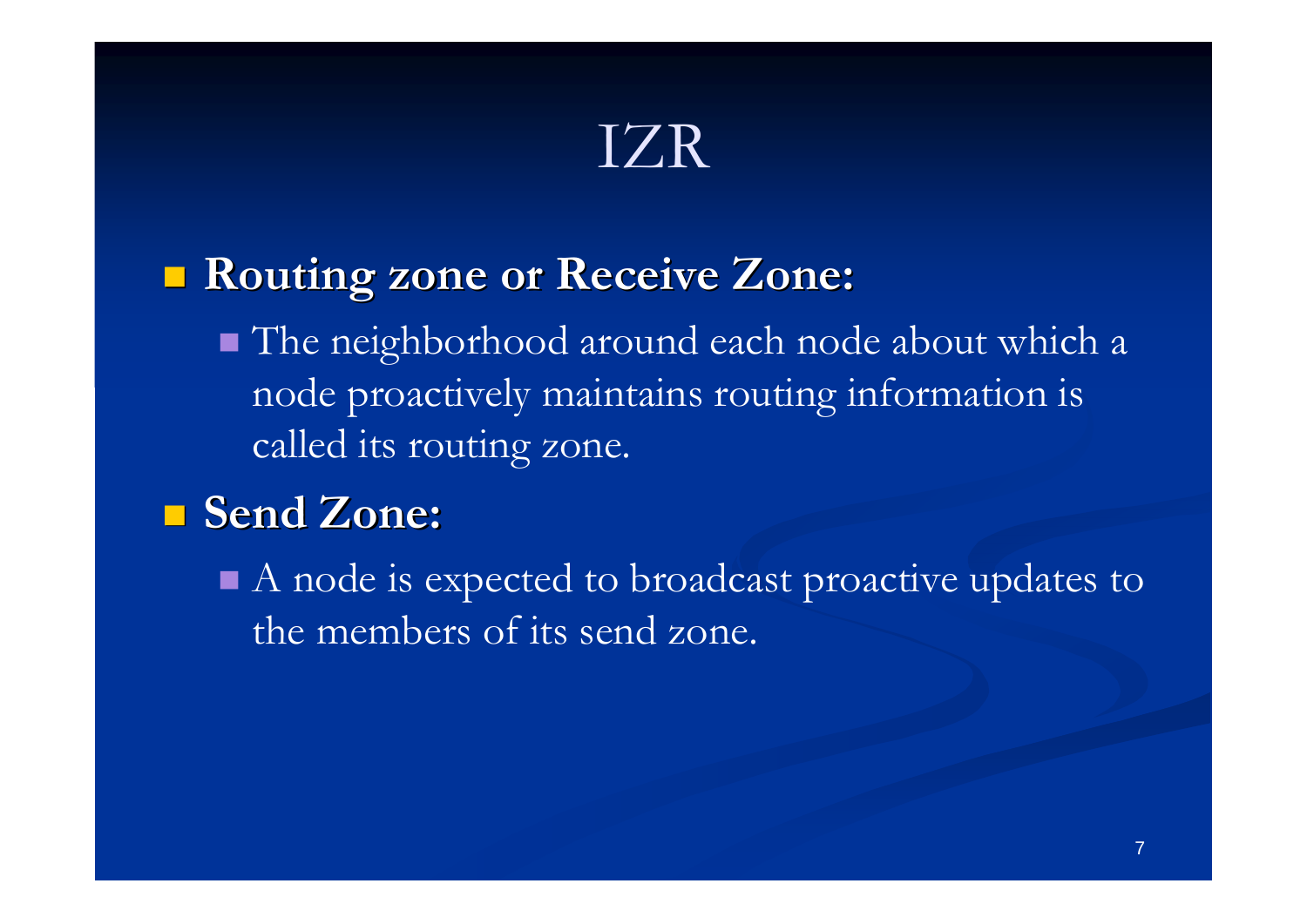# IZR

- **Routing zone or Receive Zone:**
  - The neighborhood around each node about which a node proactively maintains routing information is called its routing zone.
- **Send Zone:**
  - A node is expected to broadcast proactive updates to the members of its send zone.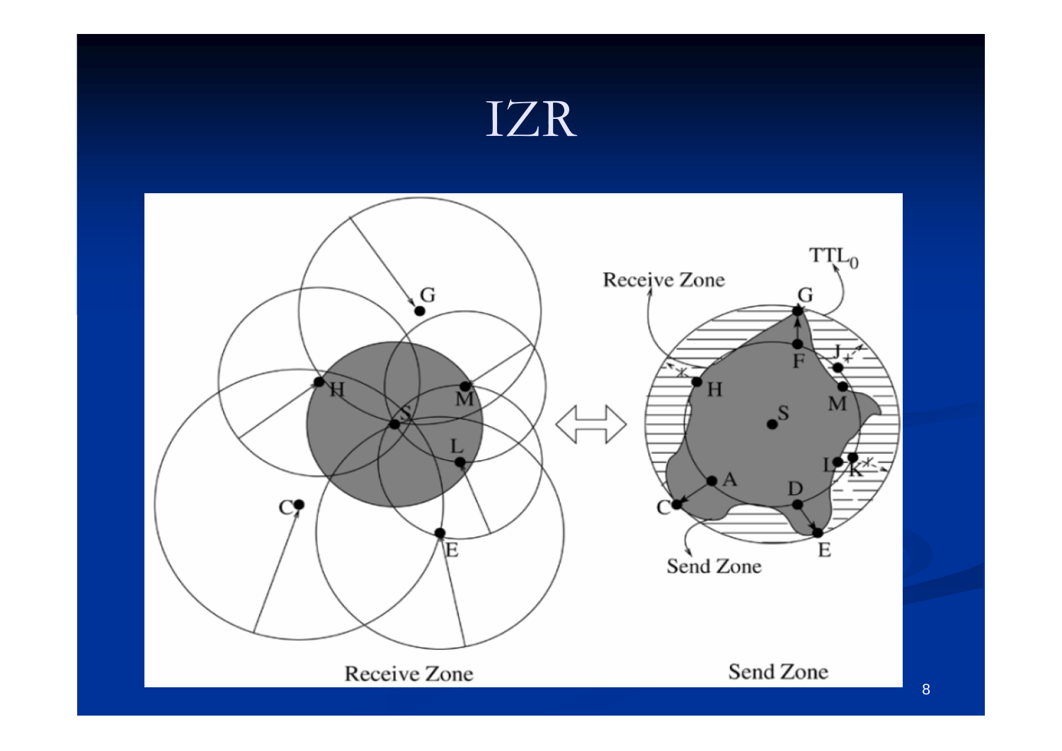# IZR

Receive Zone

Send Zone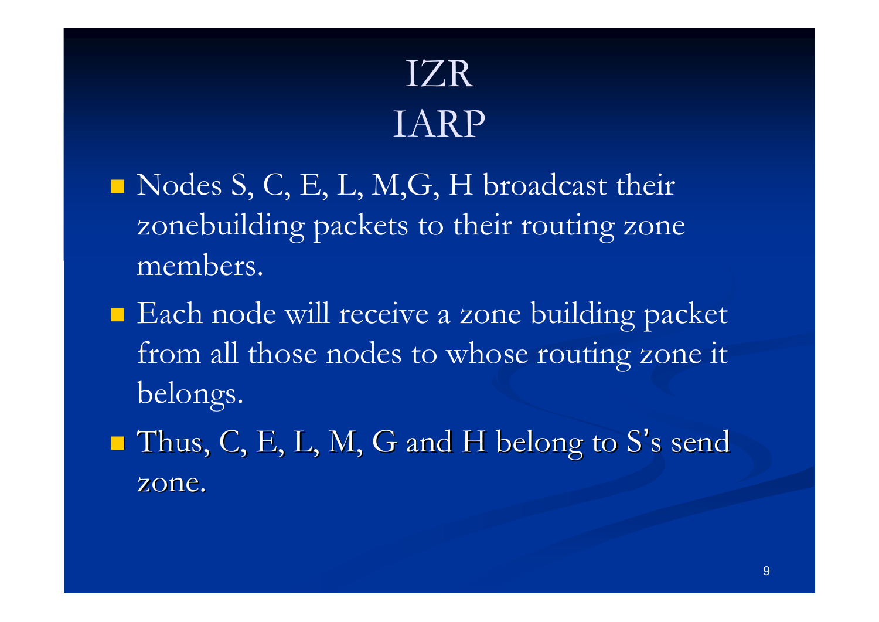# IZR
# IARP

- Nodes S, C, E, L, M,G, H broadcast their zonebuilding packets to their routing zone members.
- Each node will receive a zone building packet from all those nodes to whose routing zone it belongs.
- Thus, C, E, L, M, G and H belong to S's send zone.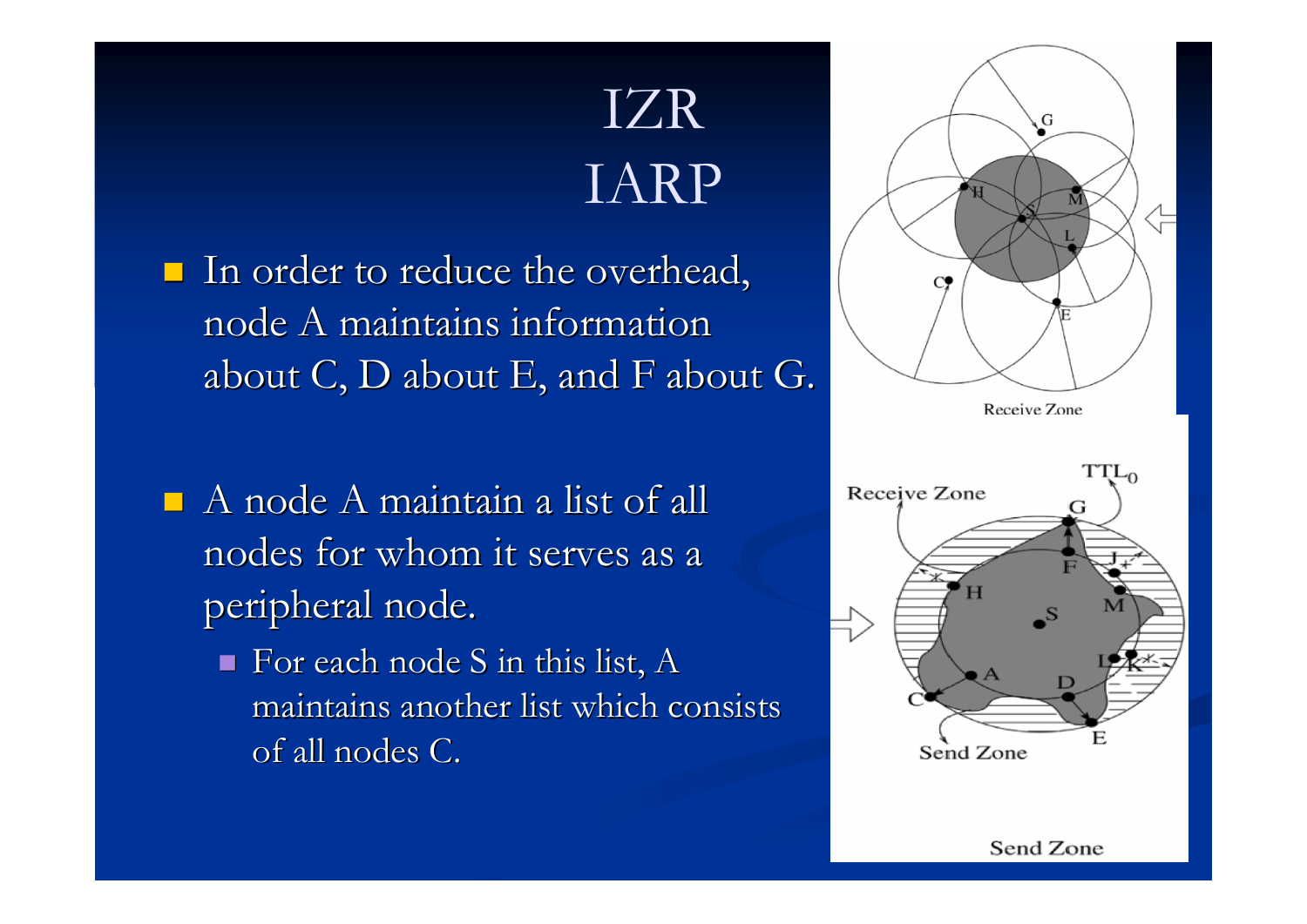# IZR
# IARP

- In order to reduce the overhead, node A maintains information about C, D about E, and F about G.

- A node A maintain a list of all nodes for whom it serves as a peripheral node.
  - For each node S in this list, A maintains another list which consists of all nodes C.

Receive Zone

Send Zone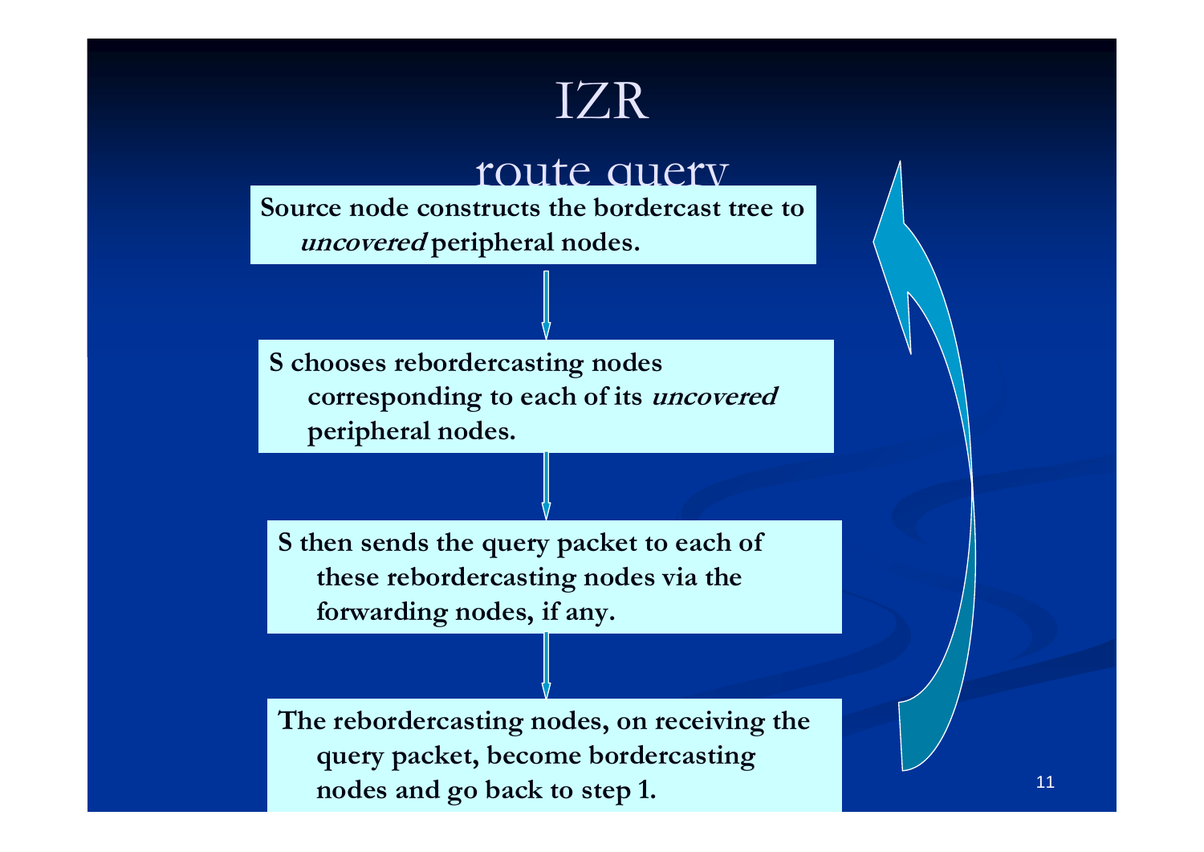# IZR

## route query

Source node constructs the bordercast tree to *uncovered* peripheral nodes.

S chooses rebordercasting nodes corresponding to each of its *uncovered* peripheral nodes.

S then sends the query packet to each of these rebordercasting nodes via the forwarding nodes, if any.

The rebordercasting nodes, on receiving the query packet, become bordercasting nodes and go back to step 1.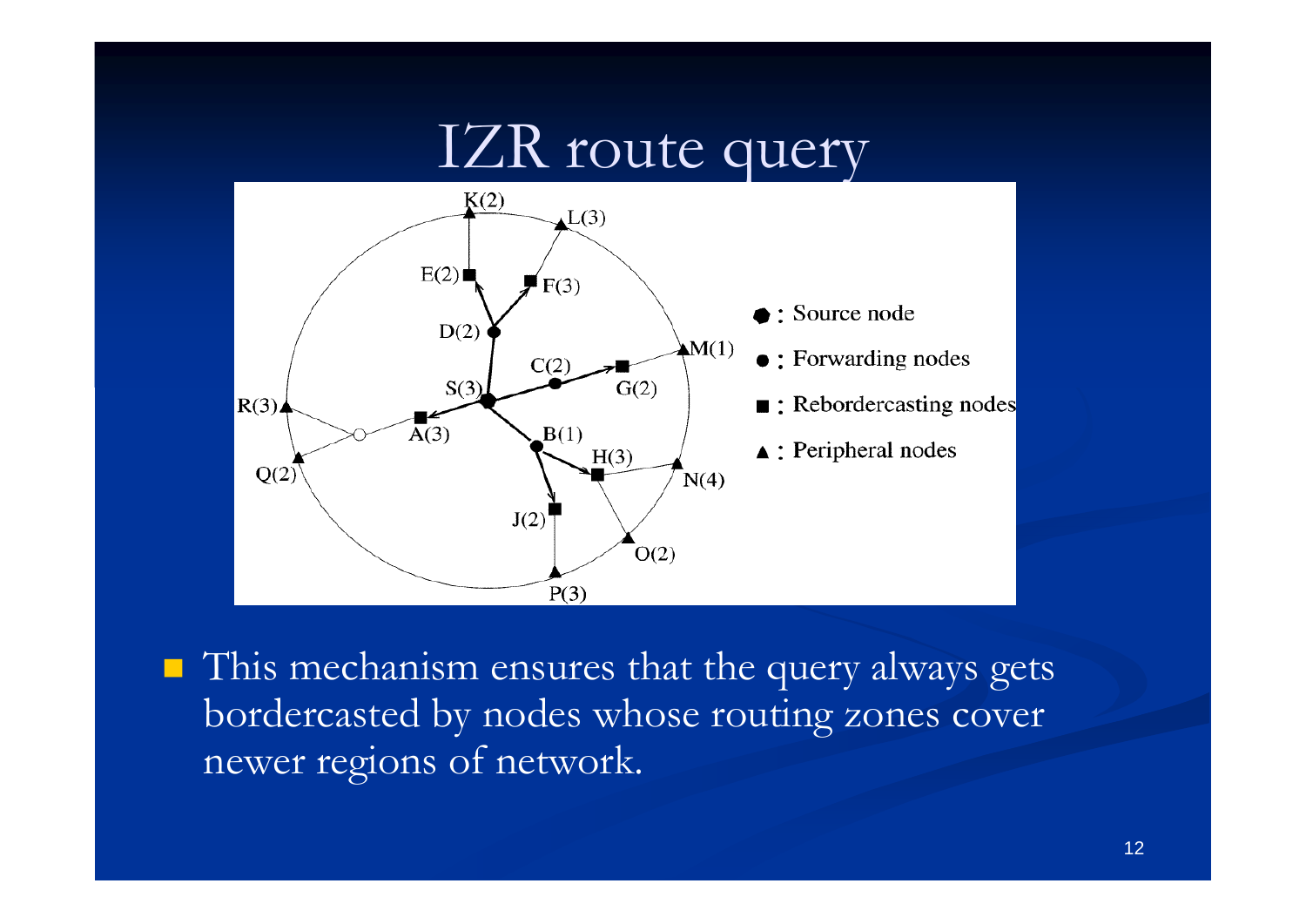# IZR route query

- : Source node
- : Forwarding nodes
- : Rebordercasting nodes
- : Peripheral nodes

- This mechanism ensures that the query always gets bordercasted by nodes whose routing zones cover newer regions of network.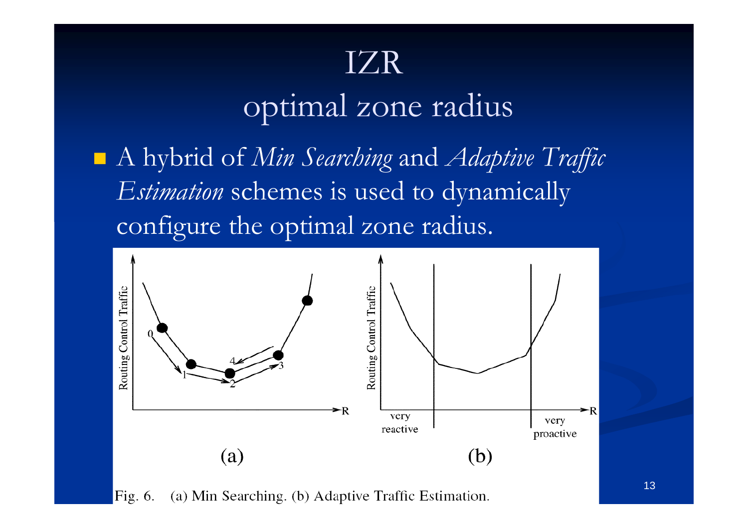# IZR
## optimal zone radius

- A hybrid of *Min Searching* and *Adaptive Traffic Estimation* schemes is used to dynamically configure the optimal zone radius.

Fig. 6. (a) Min Searching. (b) Adaptive Traffic Estimation.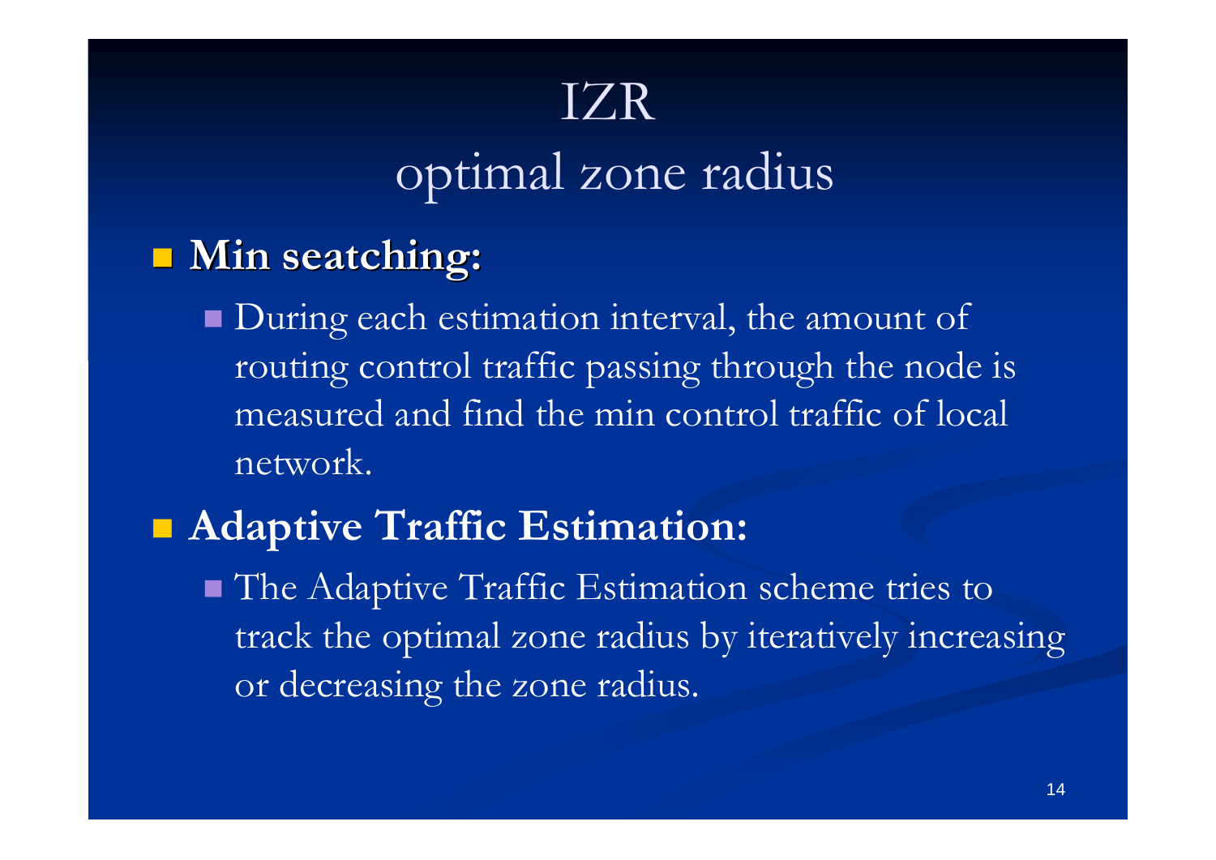# IZR
## optimal zone radius

- **Min seatching:**
  - During each estimation interval, the amount of routing control traffic passing through the node is measured and find the min control traffic of local network.
- **Adaptive Traffic Estimation:**
  - The Adaptive Traffic Estimation scheme tries to track the optimal zone radius by iteratively increasing or decreasing the zone radius.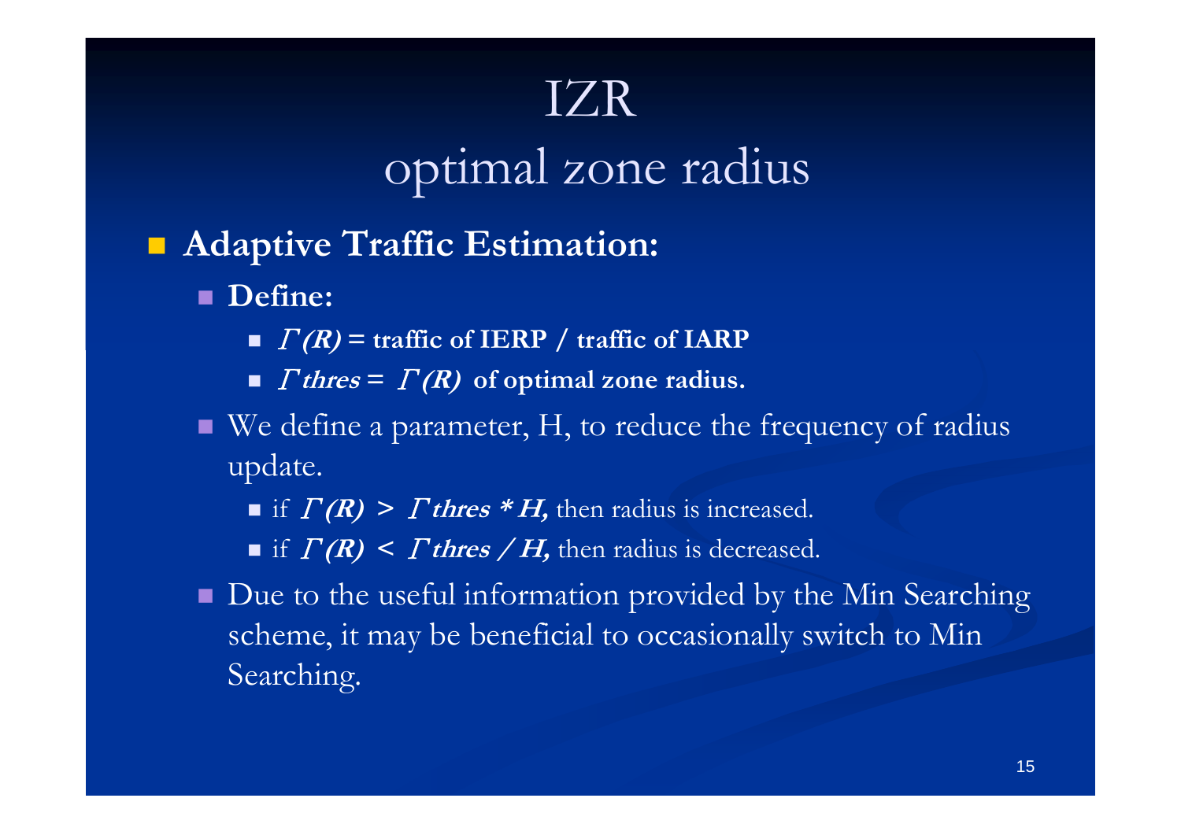# IZR

## optimal zone radius

- **Adaptive Traffic Estimation:**
  - **Define:**
    - $\Gamma(R)$ **= traffic of IERP / traffic of IARP**
    - $\Gamma_{thres} = \Gamma(R)$ **of optimal zone radius.**
  - We define a parameter, H, to reduce the frequency of radius update.
    - if $\Gamma(R) > \Gamma_{thres} * H$, then radius is increased.
    - if $\Gamma(R) < \Gamma_{thres} / H$, then radius is decreased.
  - Due to the useful information provided by the Min Searching scheme, it may be beneficial to occasionally switch to Min Searching.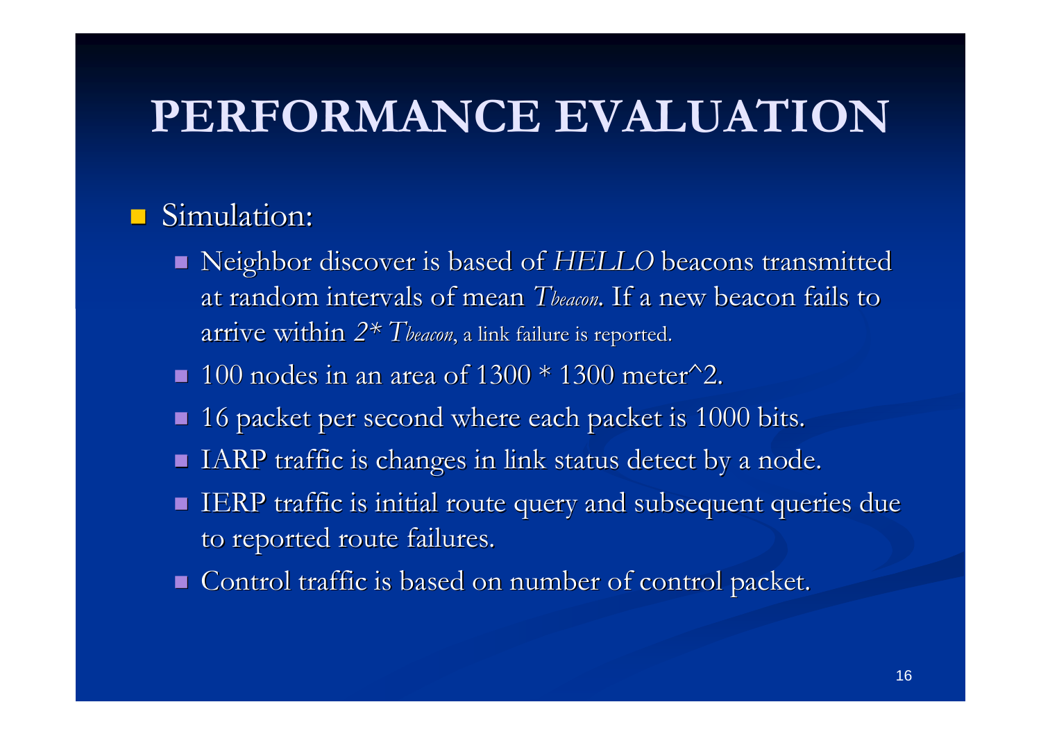# PERFORMANCE EVALUATION

- Simulation:
  - Neighbor discover is based of *HELLO* beacons transmitted at random intervals of mean $T_{beacon}$. If a new beacon fails to arrive within $2 * T_{beacon}$, a link failure is reported.
  - 100 nodes in an area of 1300 * 1300 meter^2.
  - 16 packet per second where each packet is 1000 bits.
  - IARP traffic is changes in link status detect by a node.
  - IERP traffic is initial route query and subsequent queries due to reported route failures.
  - Control traffic is based on number of control packet.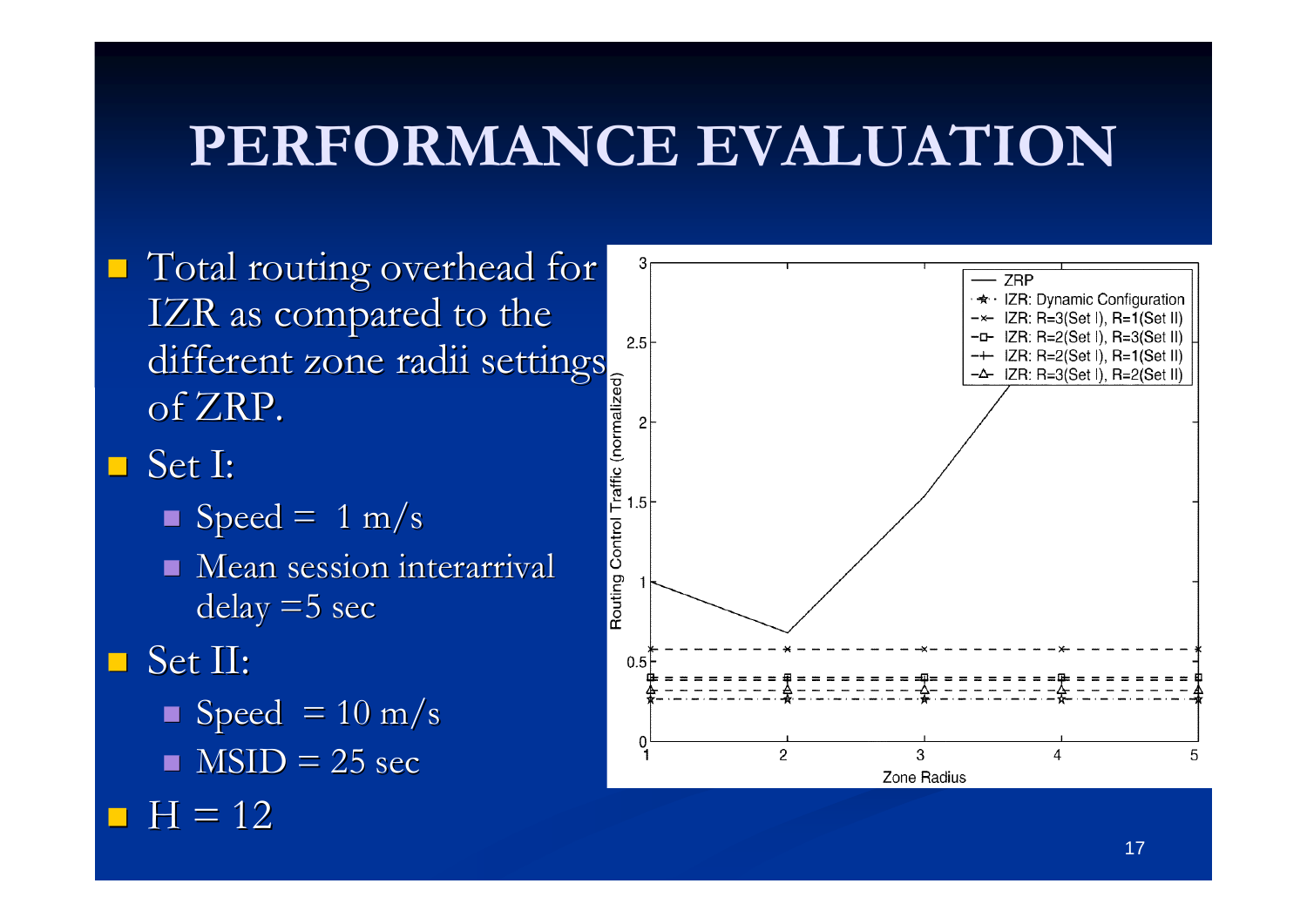# PERFORMANCE EVALUATION

- Total routing overhead for IZR as compared to the different zone radii settings of ZRP.
- Set I:
  - Speed = 1 m/s
  - Mean session interarrival delay =5 sec
- Set II:
  - Speed = 10 m/s
  - MSID = 25 sec
- H = 12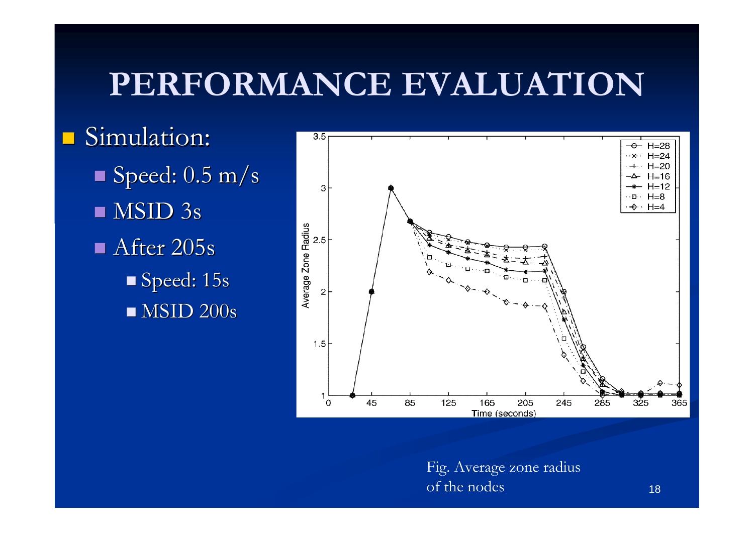# PERFORMANCE EVALUATION

- Simulation:
  - Speed: 0.5 m/s
  - MSID 3s
  - After 205s
    - Speed: 15s
    - MSID 200s

Fig. Average zone radius of the nodes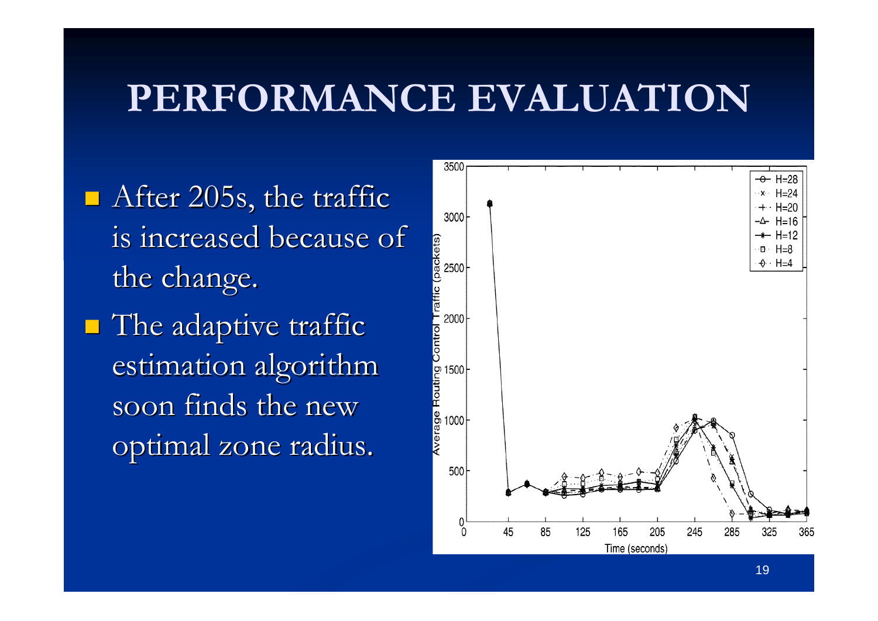# PERFORMANCE EVALUATION

- After 205s, the traffic is increased because of the change.
- The adaptive traffic estimation algorithm soon finds the new optimal zone radius.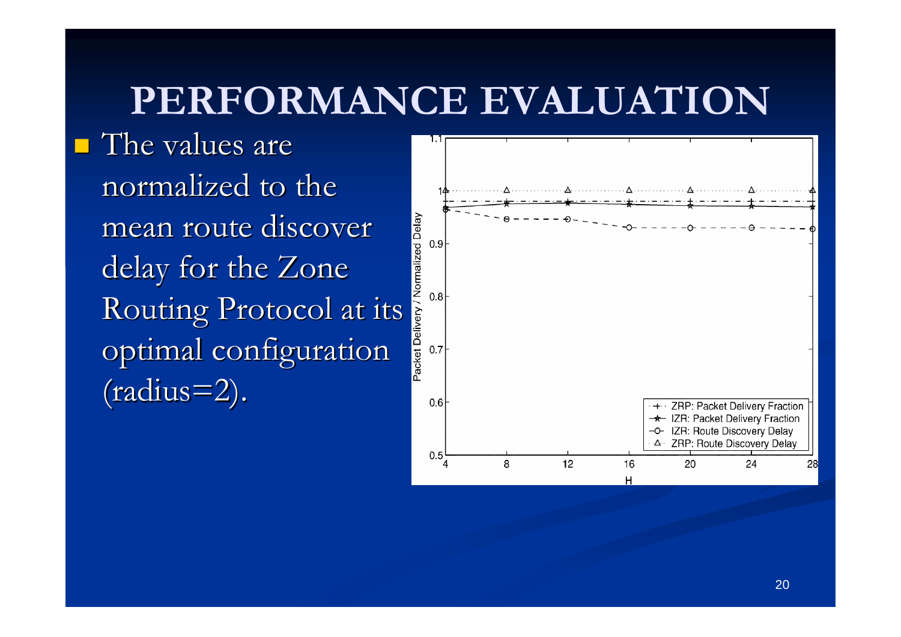# PERFORMANCE EVALUATION

- The values are normalized to the mean route discover delay for the Zone Routing Protocol at its optimal configuration (radius=2).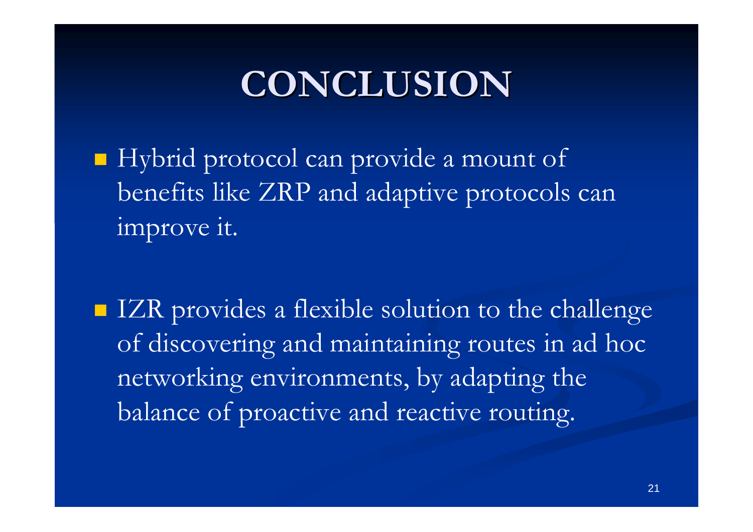# CONCLUSION

- Hybrid protocol can provide a mount of benefits like ZRP and adaptive protocols can improve it.

- IZR provides a flexible solution to the challenge of discovering and maintaining routes in ad hoc networking environments, by adapting the balance of proactive and reactive routing.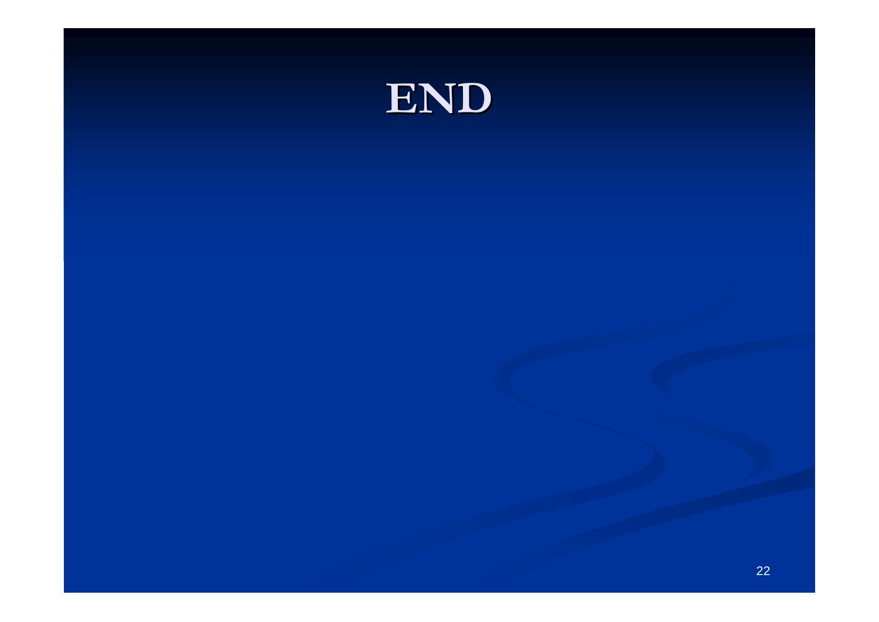# END